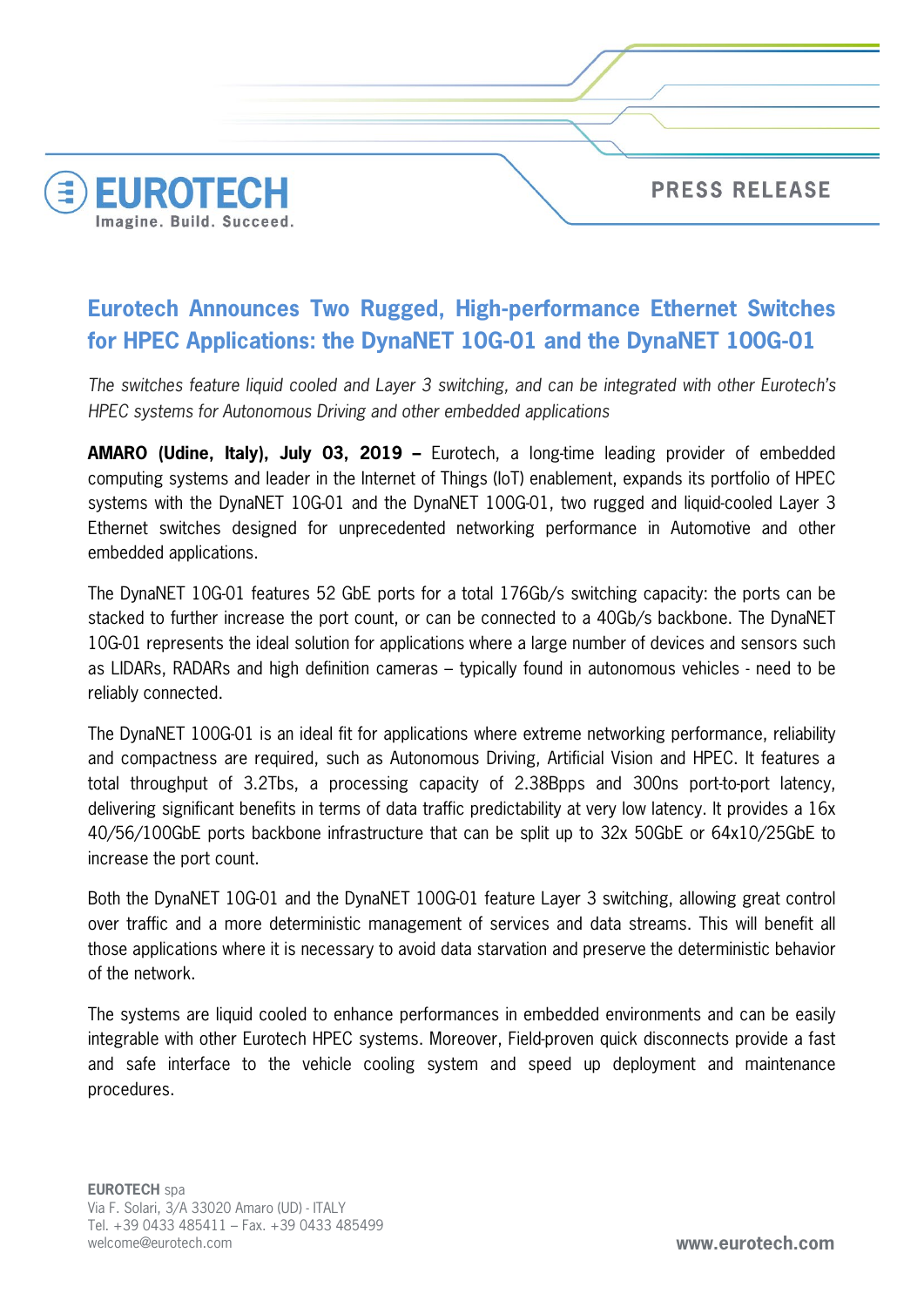EUROTECH

Imagine. Build. Succeed.

PRESS RELEASE

# Eurotech Announces Two Rugged, High-performance Ethernet Switches for HPEC Applications: the DynaNET 10G-01 and the DynaNET 100G-01

*The switches feature liquid cooled and Layer 3 switching, and can be integrated with other Eurotech's HPEC systems for Autonomous Driving and other embedded applications*

**AMARO (Udine, Italy), July 03, 2019 –** Eurotech, a long-time leading provider of embedded computing systems and leader in the Internet of Things (IoT) enablement, expands its portfolio of HPEC systems with the DynaNET 10G-01 and the DynaNET 100G-01, two rugged and liquid-cooled Layer 3 Ethernet switches designed for unprecedented networking performance in Automotive and other embedded applications.

The DynaNET 10G-01 features 52 GbE ports for a total 176Gb/s switching capacity: the ports can be stacked to further increase the port count, or can be connected to a 40Gb/s backbone. The DynaNET 10G-01 represents the ideal solution for applications where a large number of devices and sensors such as LIDARs, RADARs and high definition cameras – typically found in autonomous vehicles - need to be reliably connected.

The DynaNET 100G-01 is an ideal fit for applications where extreme networking performance, reliability and compactness are required, such as Autonomous Driving, Artificial Vision and HPEC. It features a total throughput of 3.2Tbs, a processing capacity of 2.38Bpps and 300ns port-to-port latency, delivering significant benefits in terms of data traffic predictability at very low latency. It provides a 16x 40/56/100GbE ports backbone infrastructure that can be split up to 32x 50GbE or 64x10/25GbE to increase the port count.

Both the DynaNET 10G-01 and the DynaNET 100G-01 feature Layer 3 switching, allowing great control over traffic and a more deterministic management of services and data streams. This will benefit all those applications where it is necessary to avoid data starvation and preserve the deterministic behavior of the network.

The systems are liquid cooled to enhance performances in embedded environments and can be easily integrable with other Eurotech HPEC systems. Moreover, Field-proven quick disconnects provide a fast and safe interface to the vehicle cooling system and speed up deployment and maintenance procedures.

**EUROTECH** spa
Via F. Solari, 3/A 33020 Amaro (UD) - ITALY
Tel. +39 0433 485411 – Fax. +39 0433 485499
welcome@eurotech.com

**www.eurotech.com**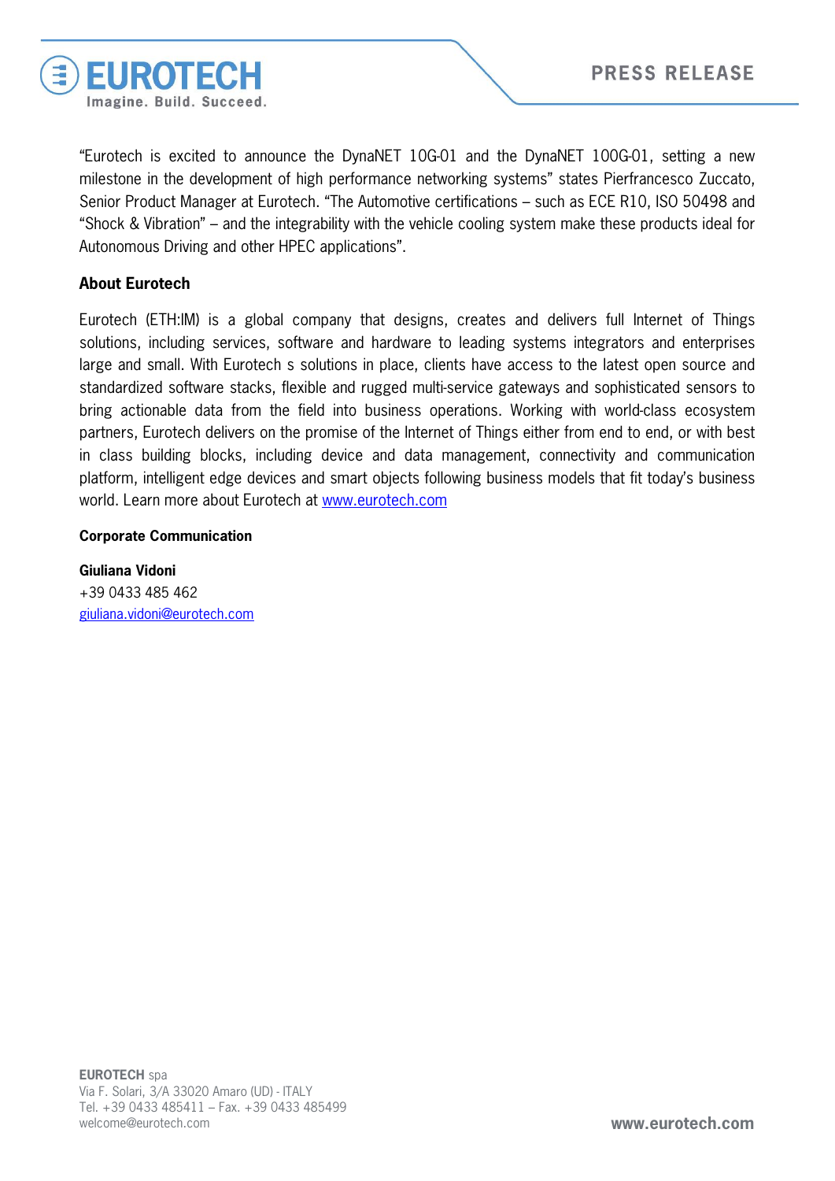"Eurotech is excited to announce the DynaNET 10G-01 and the DynaNET 100G-01, setting a new milestone in the development of high performance networking systems" states Pierfrancesco Zuccato, Senior Product Manager at Eurotech. "The Automotive certifications – such as ECE R10, ISO 50498 and "Shock & Vibration" – and the integrability with the vehicle cooling system make these products ideal for Autonomous Driving and other HPEC applications".

**About Eurotech**

Eurotech (ETH:IM) is a global company that designs, creates and delivers full Internet of Things solutions, including services, software and hardware to leading systems integrators and enterprises large and small. With Eurotech s solutions in place, clients have access to the latest open source and standardized software stacks, flexible and rugged multi-service gateways and sophisticated sensors to bring actionable data from the field into business operations. Working with world-class ecosystem partners, Eurotech delivers on the promise of the Internet of Things either from end to end, or with best in class building blocks, including device and data management, connectivity and communication platform, intelligent edge devices and smart objects following business models that fit today's business world. Learn more about Eurotech at [www.eurotech.com](http://www.eurotech.com)

**Corporate Communication**

**Giuliana Vidoni**
+39 0433 485 462
[giuliana.vidoni@eurotech.com](mailto:giuliana.vidoni@eurotech.com)

**EUROTECH** spa
Via F. Solari, 3/A 33020 Amaro (UD) - ITALY
Tel. +39 0433 485411 – Fax. +39 0433 485499
welcome@eurotech.com

**www.eurotech.com**